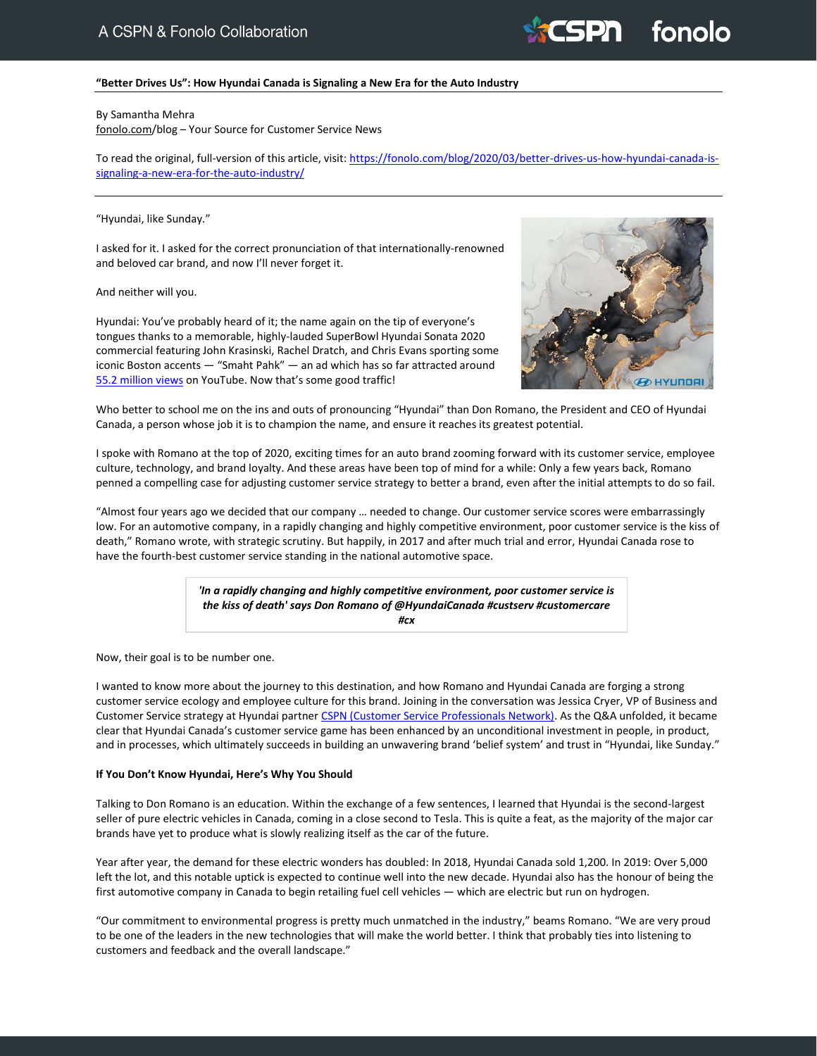**“Better Drives Us”: How Hyundai Canada is Signaling a New Era for the Auto Industry**

By Samantha Mehra
fonolo.com/blog – Your Source for Customer Service News

To read the original, full-version of this article, visit: [https://fonolo.com/blog/2020/03/better-drives-us-how-hyundai-canada-is-signaling-a-new-era-for-the-auto-industry/](https://fonolo.com/blog/2020/03/better-drives-us-how-hyundai-canada-is-signaling-a-new-era-for-the-auto-industry/)

---

“Hyundai, like Sunday.”

I asked for it. I asked for the correct pronunciation of that internationally-renowned and beloved car brand, and now I’ll never forget it.

And neither will you.

Hyundai: You’ve probably heard of it; the name again on the tip of everyone’s tongues thanks to a memorable, highly-lauded SuperBowl Hyundai Sonata 2020 commercial featuring John Krasinski, Rachel Dratch, and Chris Evans sporting some iconic Boston accents — “Smaht Pahk” — an ad which has so far attracted around 55.2 million views on YouTube. Now that’s some good traffic!

Who better to school me on the ins and outs of pronouncing “Hyundai” than Don Romano, the President and CEO of Hyundai Canada, a person whose job it is to champion the name, and ensure it reaches its greatest potential.

I spoke with Romano at the top of 2020, exciting times for an auto brand zooming forward with its customer service, employee culture, technology, and brand loyalty. And these areas have been top of mind for a while: Only a few years back, Romano penned a compelling case for adjusting customer service strategy to better a brand, even after the initial attempts to do so fail.

“Almost four years ago we decided that our company … needed to change. Our customer service scores were embarrassingly low. For an automotive company, in a rapidly changing and highly competitive environment, poor customer service is the kiss of death,” Romano wrote, with strategic scrutiny. But happily, in 2017 and after much trial and error, Hyundai Canada rose to have the fourth-best customer service standing in the national automotive space.

> ***'In a rapidly changing and highly competitive environment, poor customer service is the kiss of death' says Don Romano of @HyundaiCanada #custserv #customercare #cx***

Now, their goal is to be number one.

I wanted to know more about the journey to this destination, and how Romano and Hyundai Canada are forging a strong customer service ecology and employee culture for this brand. Joining in the conversation was Jessica Cryer, VP of Business and Customer Service strategy at Hyundai partner CSPN (Customer Service Professionals Network). As the Q&A unfolded, it became clear that Hyundai Canada’s customer service game has been enhanced by an unconditional investment in people, in product, and in processes, which ultimately succeeds in building an unwavering brand ‘belief system’ and trust in “Hyundai, like Sunday.”

**If You Don’t Know Hyundai, Here’s Why You Should**

Talking to Don Romano is an education. Within the exchange of a few sentences, I learned that Hyundai is the second-largest seller of pure electric vehicles in Canada, coming in a close second to Tesla. This is quite a feat, as the majority of the major car brands have yet to produce what is slowly realizing itself as the car of the future.

Year after year, the demand for these electric wonders has doubled: In 2018, Hyundai Canada sold 1,200. In 2019: Over 5,000 left the lot, and this notable uptick is expected to continue well into the new decade. Hyundai also has the honour of being the first automotive company in Canada to begin retailing fuel cell vehicles — which are electric but run on hydrogen.

“Our commitment to environmental progress is pretty much unmatched in the industry,” beams Romano. “We are very proud to be one of the leaders in the new technologies that will make the world better. I think that probably ties into listening to customers and feedback and the overall landscape.”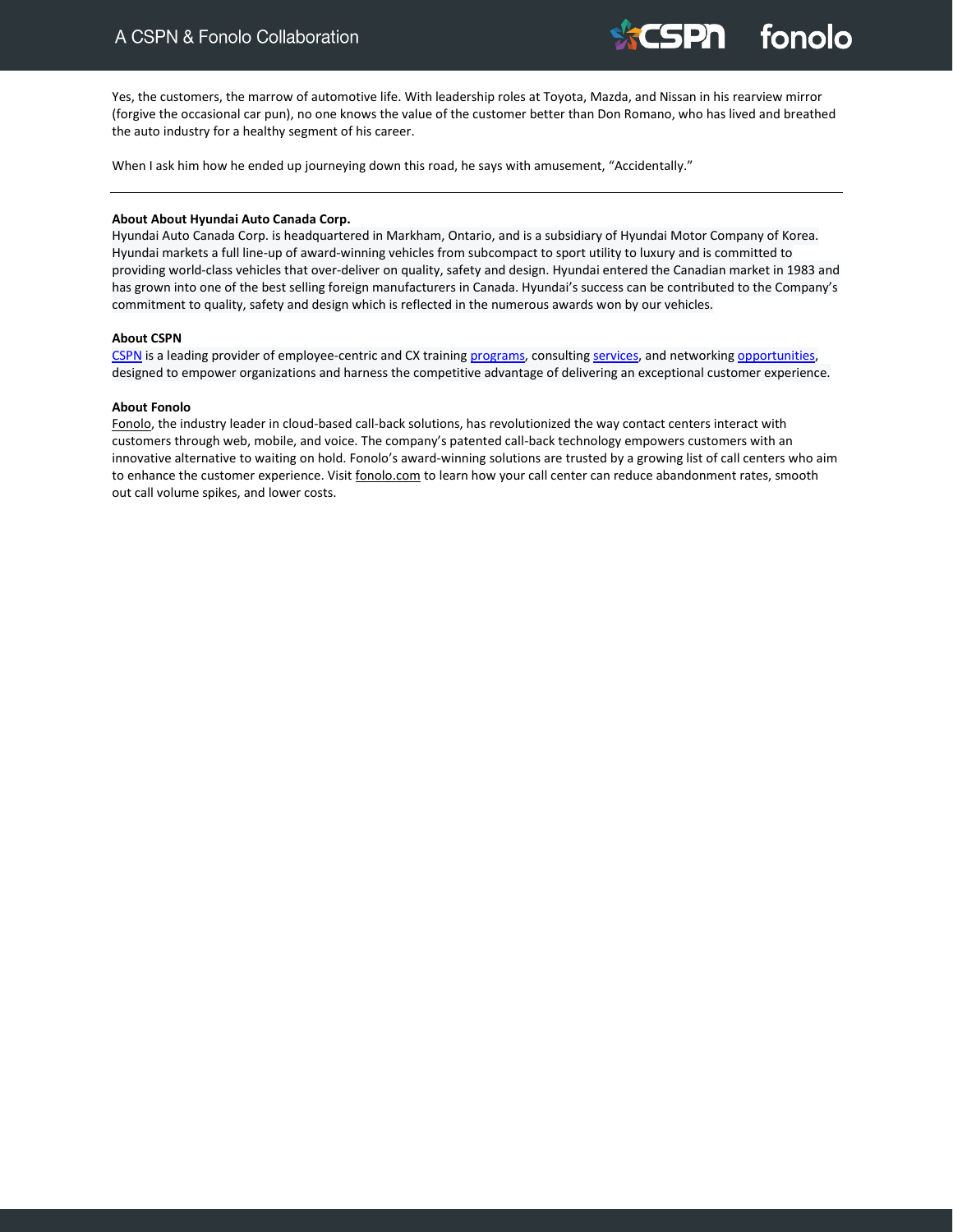Yes, the customers, the marrow of automotive life. With leadership roles at Toyota, Mazda, and Nissan in his rearview mirror (forgive the occasional car pun), no one knows the value of the customer better than Don Romano, who has lived and breathed the auto industry for a healthy segment of his career.

When I ask him how he ended up journeying down this road, he says with amusement, "Accidentally."

---

**About About Hyundai Auto Canada Corp.**

Hyundai Auto Canada Corp. is headquartered in Markham, Ontario, and is a subsidiary of Hyundai Motor Company of Korea. Hyundai markets a full line-up of award-winning vehicles from subcompact to sport utility to luxury and is committed to providing world-class vehicles that over-deliver on quality, safety and design. Hyundai entered the Canadian market in 1983 and has grown into one of the best selling foreign manufacturers in Canada. Hyundai's success can be contributed to the Company's commitment to quality, safety and design which is reflected in the numerous awards won by our vehicles.

**About CSPN**

CSPN is a leading provider of employee-centric and CX training programs, consulting services, and networking opportunities, designed to empower organizations and harness the competitive advantage of delivering an exceptional customer experience.

**About Fonolo**

Fonolo, the industry leader in cloud-based call-back solutions, has revolutionized the way contact centers interact with customers through web, mobile, and voice. The company's patented call-back technology empowers customers with an innovative alternative to waiting on hold. Fonolo's award-winning solutions are trusted by a growing list of call centers who aim to enhance the customer experience. Visit fonolo.com to learn how your call center can reduce abandonment rates, smooth out call volume spikes, and lower costs.